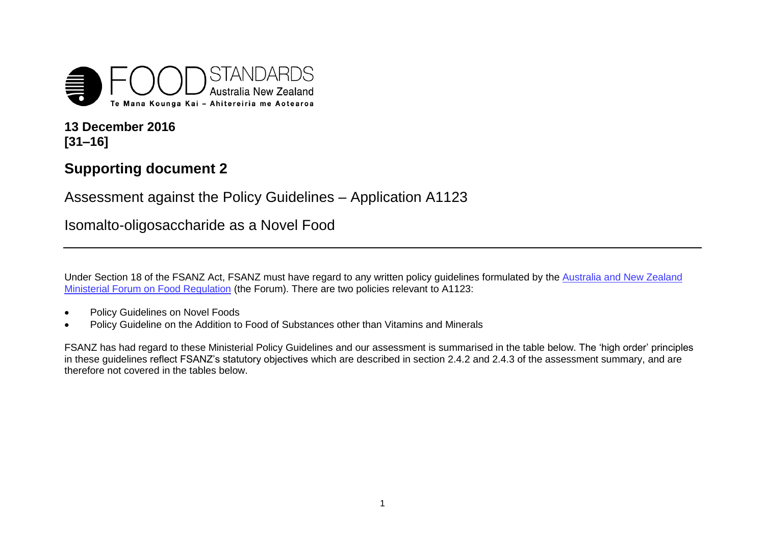FOOD STANDARDS Australia New Zealand
Te Mana Kounga Kai – Ahitereiria me Aotearoa

**13 December 2016**
**[31–16]**

# Supporting document 2

## Assessment against the Policy Guidelines – Application A1123

## Isomalto-oligosaccharide as a Novel Food

Under Section 18 of the FSANZ Act, FSANZ must have regard to any written policy guidelines formulated by the Australia and New Zealand Ministerial Forum on Food Regulation (the Forum). There are two policies relevant to A1123:

- Policy Guidelines on Novel Foods
- Policy Guideline on the Addition to Food of Substances other than Vitamins and Minerals

FSANZ has had regard to these Ministerial Policy Guidelines and our assessment is summarised in the table below. The 'high order' principles in these guidelines reflect FSANZ's statutory objectives which are described in section 2.4.2 and 2.4.3 of the assessment summary, and are therefore not covered in the tables below.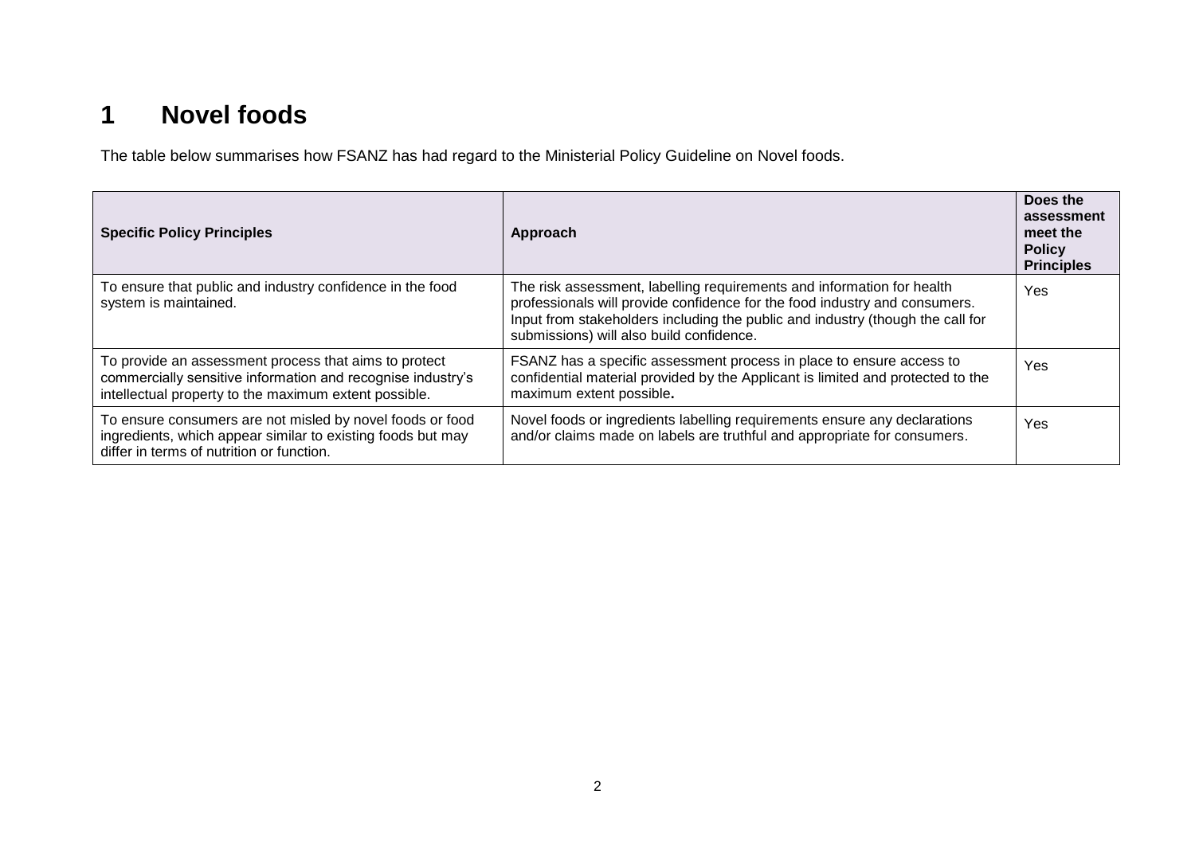# 1 Novel foods

The table below summarises how FSANZ has had regard to the Ministerial Policy Guideline on Novel foods.

| Specific Policy Principles | Approach | Does the assessment meet the Policy Principles |
|---|---|---|
| To ensure that public and industry confidence in the food system is maintained. | The risk assessment, labelling requirements and information for health professionals will provide confidence for the food industry and consumers. Input from stakeholders including the public and industry (though the call for submissions) will also build confidence. | Yes |
| To provide an assessment process that aims to protect commercially sensitive information and recognise industry's intellectual property to the maximum extent possible. | FSANZ has a specific assessment process in place to ensure access to confidential material provided by the Applicant is limited and protected to the maximum extent possible**.** | Yes |
| To ensure consumers are not misled by novel foods or food ingredients, which appear similar to existing foods but may differ in terms of nutrition or function. | Novel foods or ingredients labelling requirements ensure any declarations and/or claims made on labels are truthful and appropriate for consumers. | Yes |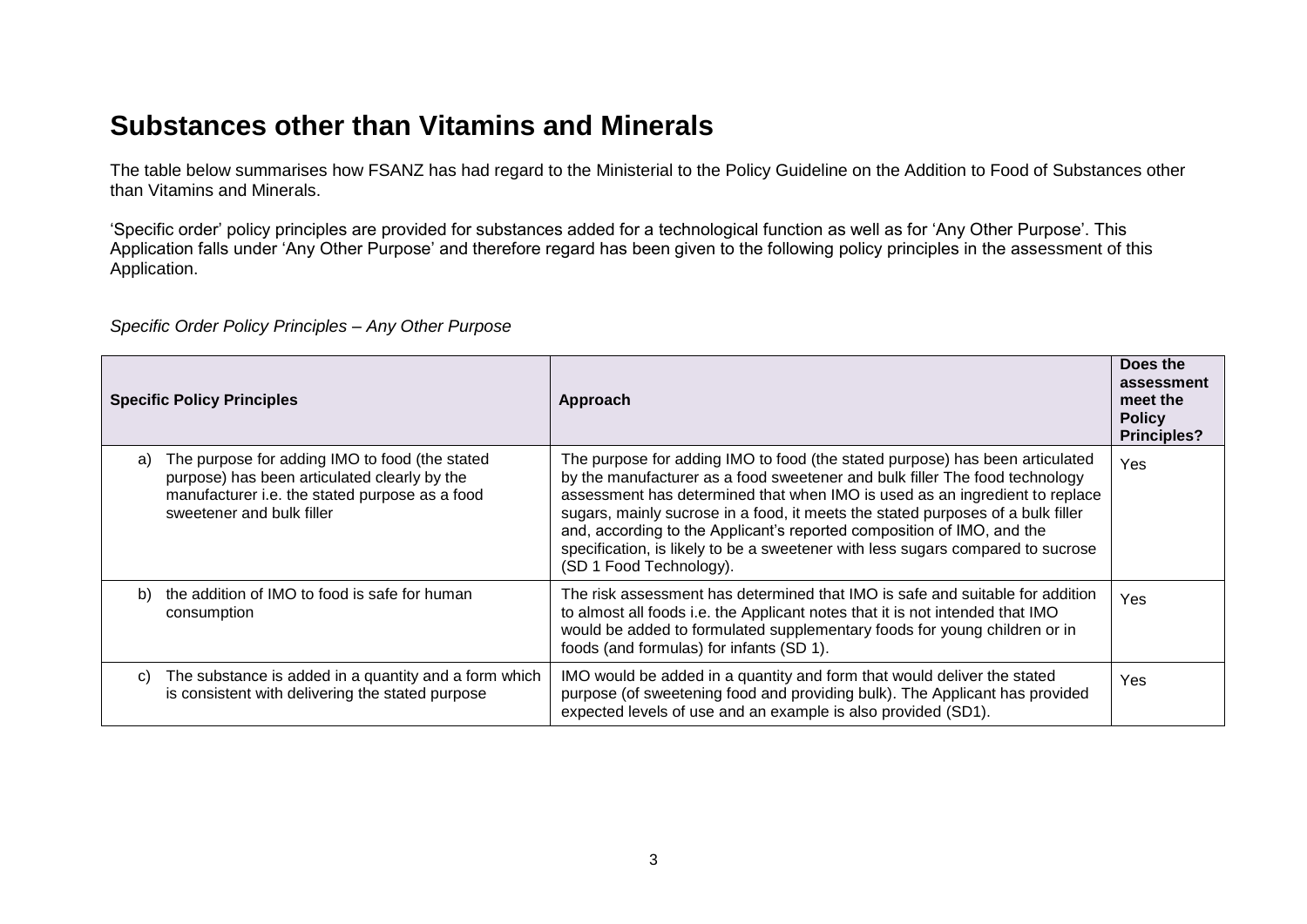# Substances other than Vitamins and Minerals

The table below summarises how FSANZ has had regard to the Ministerial to the Policy Guideline on the Addition to Food of Substances other than Vitamins and Minerals.

'Specific order' policy principles are provided for substances added for a technological function as well as for 'Any Other Purpose'. This Application falls under 'Any Other Purpose' and therefore regard has been given to the following policy principles in the assessment of this Application.

*Specific Order Policy Principles – Any Other Purpose*

| Specific Policy Principles | Approach | Does the assessment meet the Policy Principles? |
|---|---|---|
| a) The purpose for adding IMO to food (the stated purpose) has been articulated clearly by the manufacturer i.e. the stated purpose as a food sweetener and bulk filler | The purpose for adding IMO to food (the stated purpose) has been articulated by the manufacturer as a food sweetener and bulk filler The food technology assessment has determined that when IMO is used as an ingredient to replace sugars, mainly sucrose in a food, it meets the stated purposes of a bulk filler and, according to the Applicant's reported composition of IMO, and the specification, is likely to be a sweetener with less sugars compared to sucrose (SD 1 Food Technology). | Yes |
| b) the addition of IMO to food is safe for human consumption | The risk assessment has determined that IMO is safe and suitable for addition to almost all foods i.e. the Applicant notes that it is not intended that IMO would be added to formulated supplementary foods for young children or in foods (and formulas) for infants (SD 1). | Yes |
| c) The substance is added in a quantity and a form which is consistent with delivering the stated purpose | IMO would be added in a quantity and form that would deliver the stated purpose (of sweetening food and providing bulk). The Applicant has provided expected levels of use and an example is also provided (SD1). | Yes |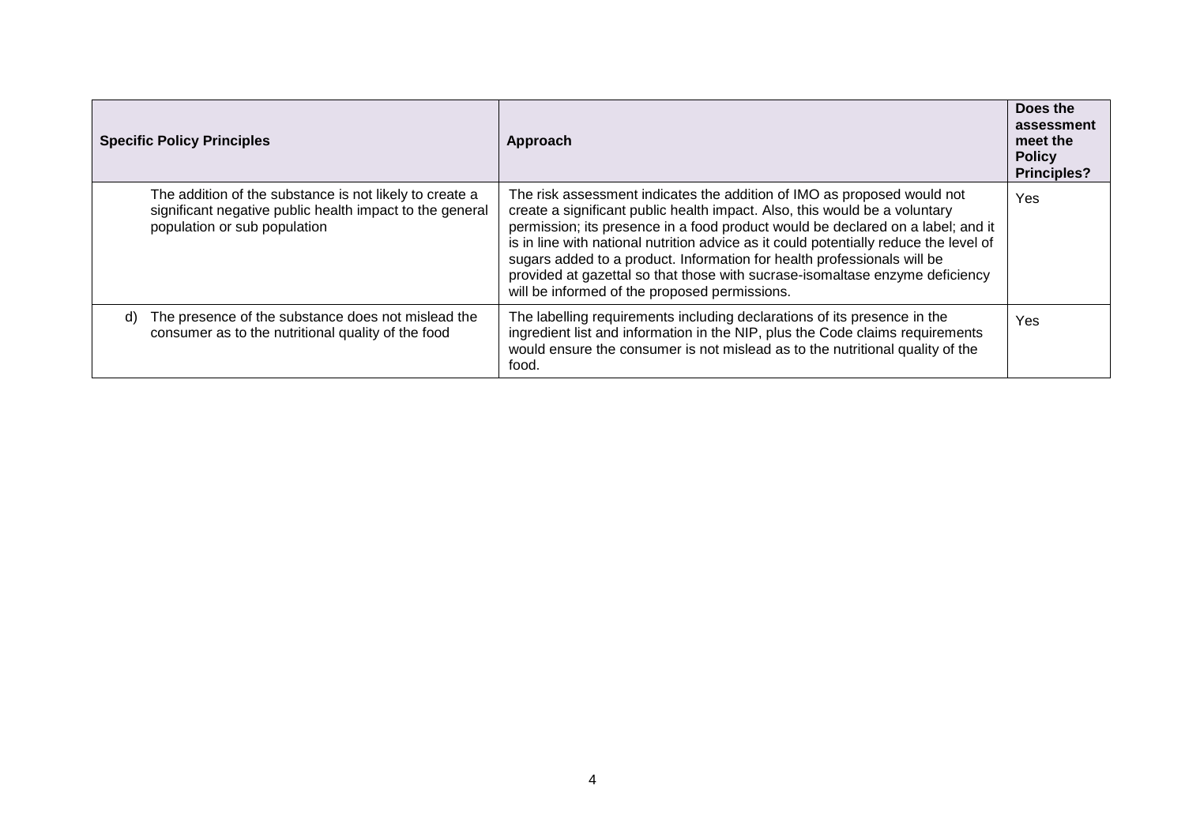| Specific Policy Principles | Approach | Does the assessment meet the Policy Principles? |
|---|---|---|
| The addition of the substance is not likely to create a significant negative public health impact to the general population or sub population | The risk assessment indicates the addition of IMO as proposed would not create a significant public health impact. Also, this would be a voluntary permission; its presence in a food product would be declared on a label; and it is in line with national nutrition advice as it could potentially reduce the level of sugars added to a product. Information for health professionals will be provided at gazettal so that those with sucrase-isomaltase enzyme deficiency will be informed of the proposed permissions. | Yes |
| d) The presence of the substance does not mislead the consumer as to the nutritional quality of the food | The labelling requirements including declarations of its presence in the ingredient list and information in the NIP, plus the Code claims requirements would ensure the consumer is not mislead as to the nutritional quality of the food. | Yes |